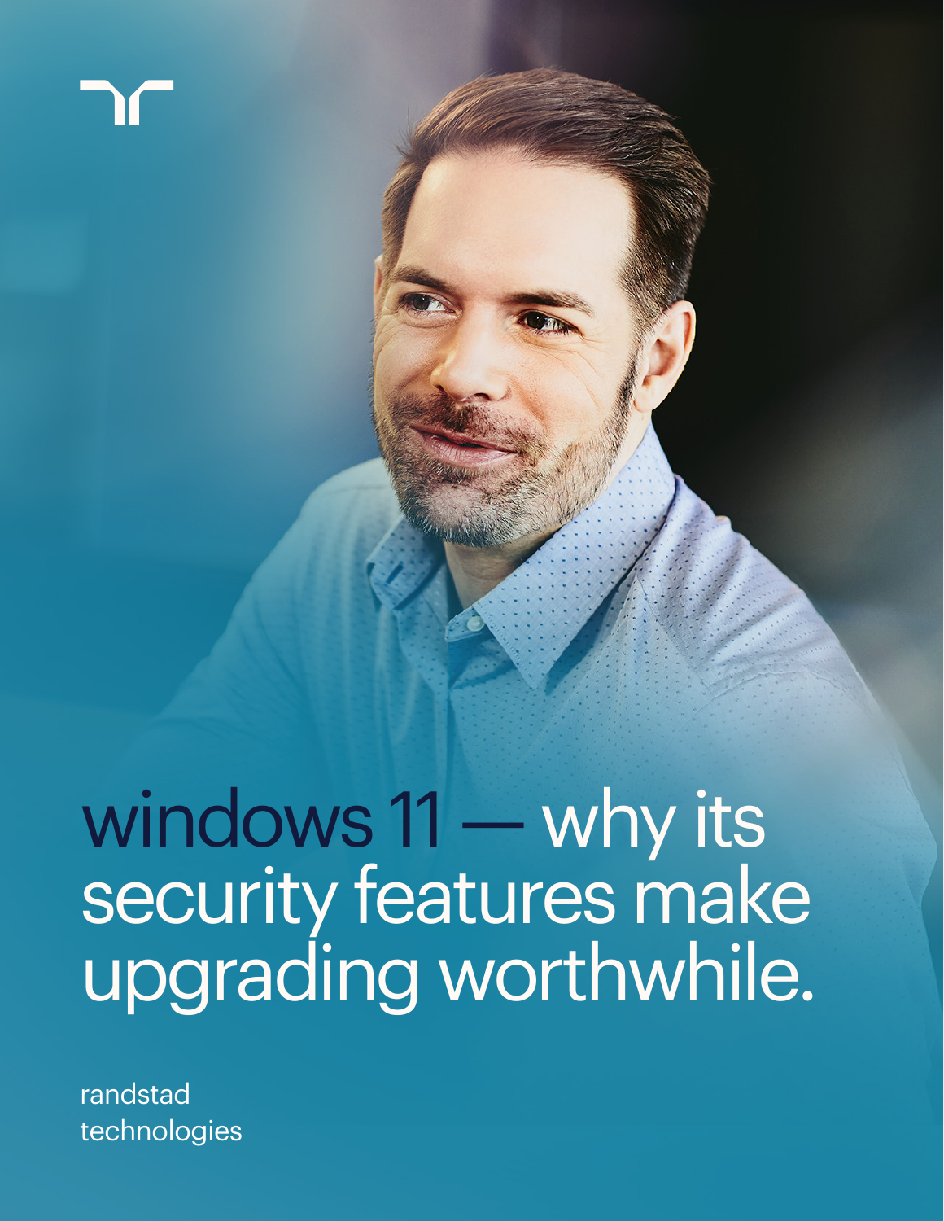# windows 11 — why its security features make upgrading worthwhile.

randstad
technologies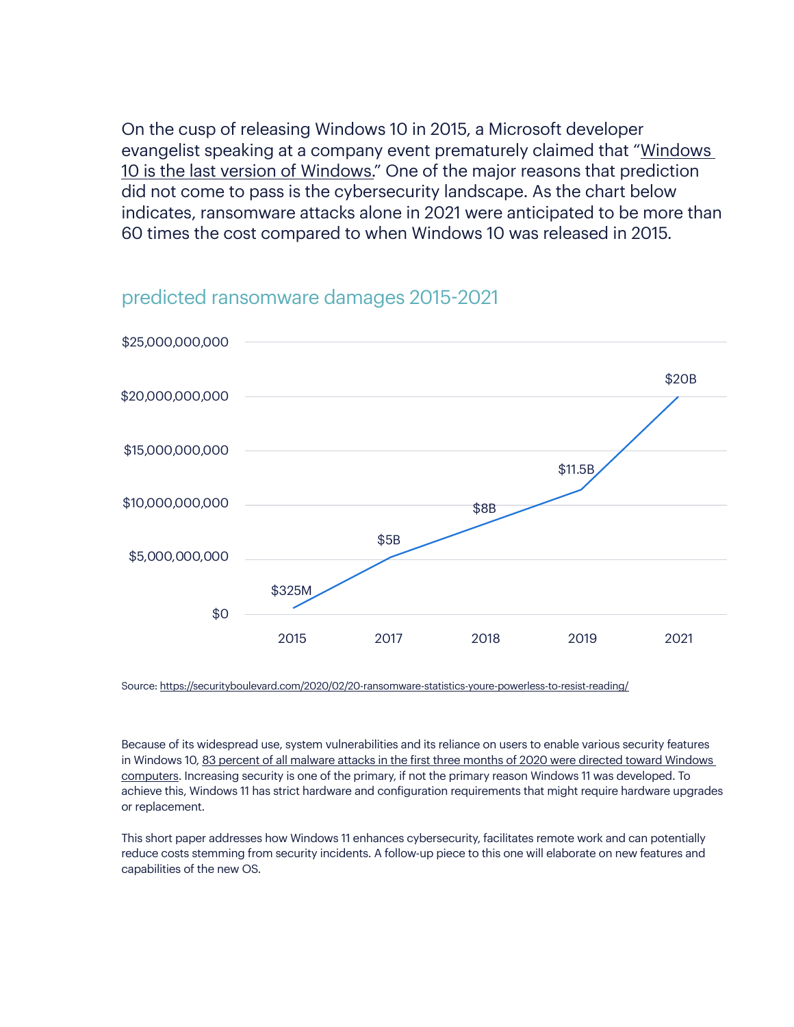On the cusp of releasing Windows 10 in 2015, a Microsoft developer evangelist speaking at a company event prematurely claimed that "Windows 10 is the last version of Windows." One of the major reasons that prediction did not come to pass is the cybersecurity landscape. As the chart below indicates, ransomware attacks alone in 2021 were anticipated to be more than 60 times the cost compared to when Windows 10 was released in 2015.

## predicted ransomware damages 2015-2021

| Year | Predicted damages |
|---|---|
| 2015 | $325M |
| 2017 | $5B |
| 2018 | $8B |
| 2019 | $11.5B |
| 2021 | $20B |

Source: https://securityboulevard.com/2020/02/20-ransomware-statistics-youre-powerless-to-resist-reading/

Because of its widespread use, system vulnerabilities and its reliance on users to enable various security features in Windows 10, 83 percent of all malware attacks in the first three months of 2020 were directed toward Windows computers. Increasing security is one of the primary, if not the primary reason Windows 11 was developed. To achieve this, Windows 11 has strict hardware and configuration requirements that might require hardware upgrades or replacement.

This short paper addresses how Windows 11 enhances cybersecurity, facilitates remote work and can potentially reduce costs stemming from security incidents. A follow-up piece to this one will elaborate on new features and capabilities of the new OS.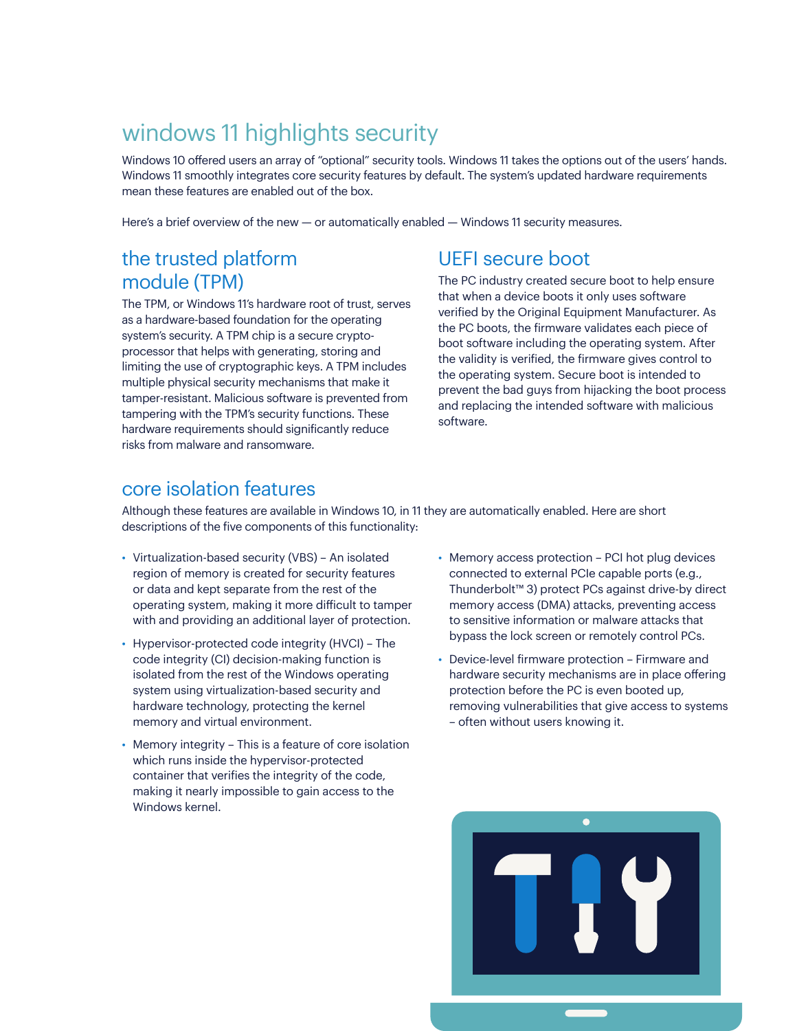# windows 11 highlights security

Windows 10 offered users an array of "optional" security tools. Windows 11 takes the options out of the users' hands. Windows 11 smoothly integrates core security features by default. The system's updated hardware requirements mean these features are enabled out of the box.

Here's a brief overview of the new — or automatically enabled — Windows 11 security measures.

## the trusted platform module (TPM)

The TPM, or Windows 11's hardware root of trust, serves as a hardware-based foundation for the operating system's security. A TPM chip is a secure crypto-processor that helps with generating, storing and limiting the use of cryptographic keys. A TPM includes multiple physical security mechanisms that make it tamper-resistant. Malicious software is prevented from tampering with the TPM's security functions. These hardware requirements should significantly reduce risks from malware and ransomware.

## UEFI secure boot

The PC industry created secure boot to help ensure that when a device boots it only uses software verified by the Original Equipment Manufacturer. As the PC boots, the firmware validates each piece of boot software including the operating system. After the validity is verified, the firmware gives control to the operating system. Secure boot is intended to prevent the bad guys from hijacking the boot process and replacing the intended software with malicious software.

## core isolation features

Although these features are available in Windows 10, in 11 they are automatically enabled. Here are short descriptions of the five components of this functionality:

- Virtualization-based security (VBS) – An isolated region of memory is created for security features or data and kept separate from the rest of the operating system, making it more difficult to tamper with and providing an additional layer of protection.
- Hypervisor-protected code integrity (HVCI) – The code integrity (CI) decision-making function is isolated from the rest of the Windows operating system using virtualization-based security and hardware technology, protecting the kernel memory and virtual environment.
- Memory integrity – This is a feature of core isolation which runs inside the hypervisor-protected container that verifies the integrity of the code, making it nearly impossible to gain access to the Windows kernel.
- Memory access protection – PCI hot plug devices connected to external PCIe capable ports (e.g., Thunderbolt™ 3) protect PCs against drive-by direct memory access (DMA) attacks, preventing access to sensitive information or malware attacks that bypass the lock screen or remotely control PCs.
- Device-level firmware protection – Firmware and hardware security mechanisms are in place offering protection before the PC is even booted up, removing vulnerabilities that give access to systems – often without users knowing it.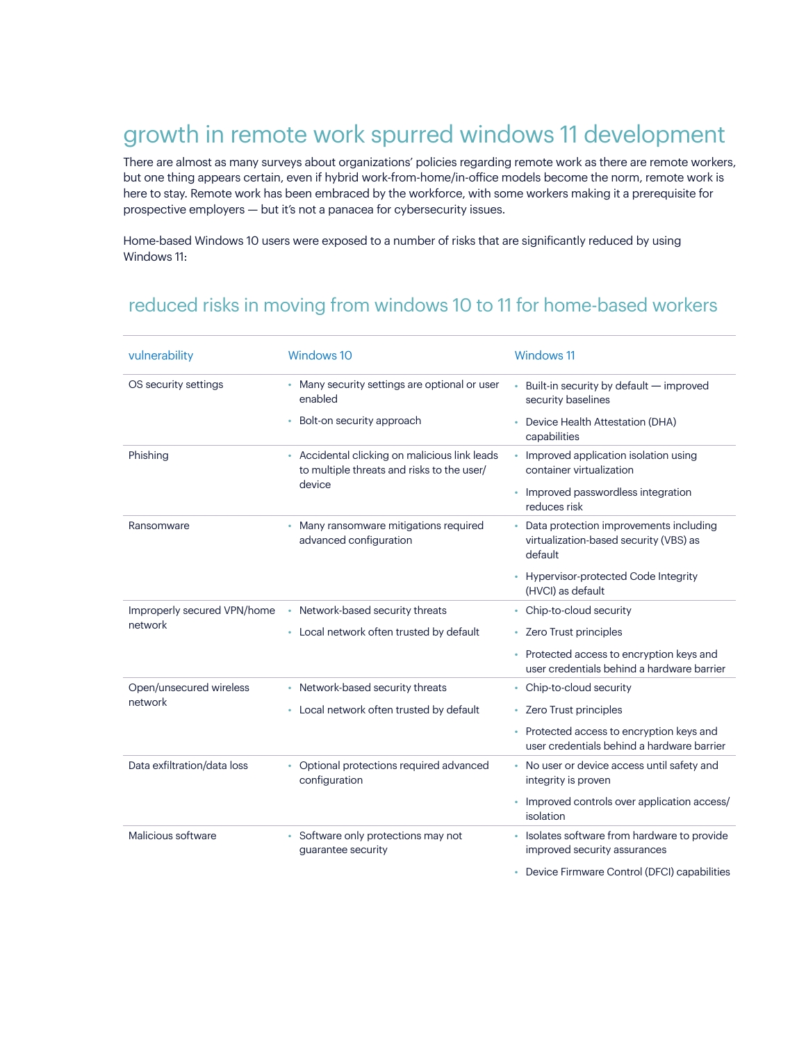## growth in remote work spurred windows 11 development

There are almost as many surveys about organizations' policies regarding remote work as there are remote workers, but one thing appears certain, even if hybrid work-from-home/in-office models become the norm, remote work is here to stay. Remote work has been embraced by the workforce, with some workers making it a prerequisite for prospective employers — but it's not a panacea for cybersecurity issues.

Home-based Windows 10 users were exposed to a number of risks that are significantly reduced by using Windows 11:

### reduced risks in moving from windows 10 to 11 for home-based workers

| vulnerability | Windows 10 | Windows 11 |
|---|---|---|
| OS security settings | • Many security settings are optional or user enabled<br>• Bolt-on security approach | • Built-in security by default — improved security baselines<br>• Device Health Attestation (DHA) capabilities |
| Phishing | • Accidental clicking on malicious link leads to multiple threats and risks to the user/device | • Improved application isolation using container virtualization<br>• Improved passwordless integration reduces risk |
| Ransomware | • Many ransomware mitigations required advanced configuration | • Data protection improvements including virtualization-based security (VBS) as default<br>• Hypervisor-protected Code Integrity (HVCI) as default |
| Improperly secured VPN/home network | • Network-based security threats<br>• Local network often trusted by default | • Chip-to-cloud security<br>• Zero Trust principles<br>• Protected access to encryption keys and user credentials behind a hardware barrier |
| Open/unsecured wireless network | • Network-based security threats<br>• Local network often trusted by default | • Chip-to-cloud security<br>• Zero Trust principles<br>• Protected access to encryption keys and user credentials behind a hardware barrier |
| Data exfiltration/data loss | • Optional protections required advanced configuration | • No user or device access until safety and integrity is proven<br>• Improved controls over application access/isolation |
| Malicious software | • Software only protections may not guarantee security | • Isolates software from hardware to provide improved security assurances<br>• Device Firmware Control (DFCI) capabilities |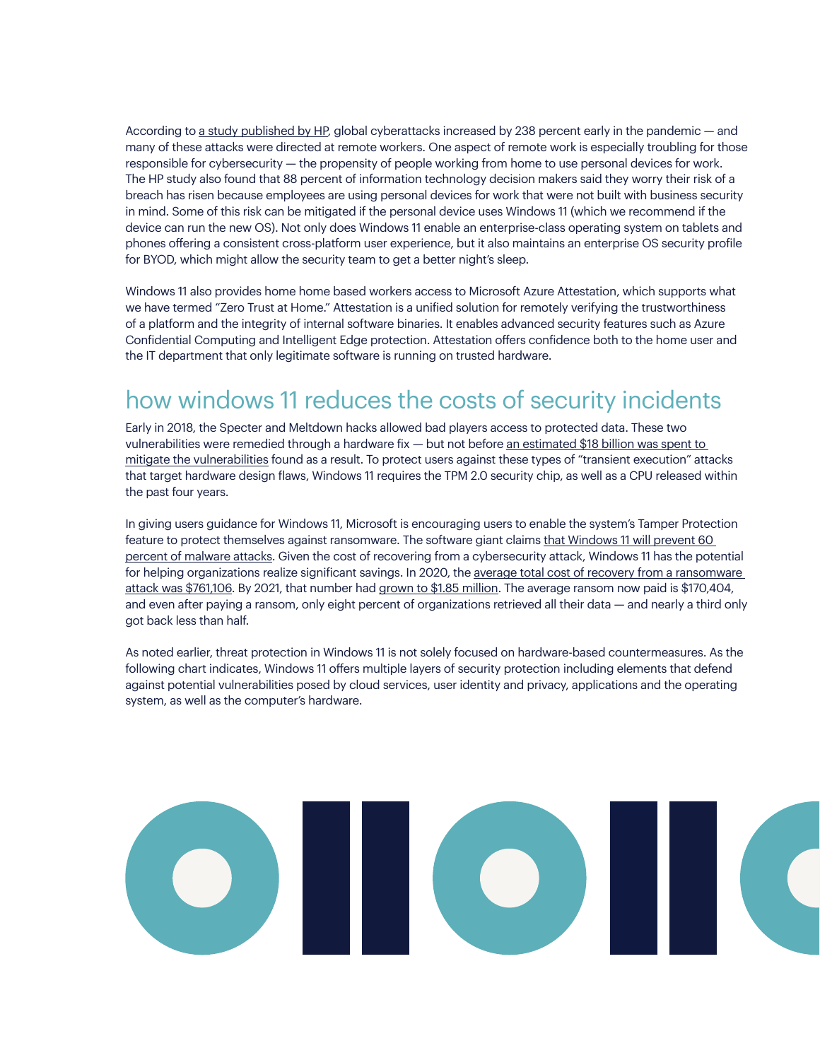According to a study published by HP, global cyberattacks increased by 238 percent early in the pandemic — and many of these attacks were directed at remote workers. One aspect of remote work is especially troubling for those responsible for cybersecurity — the propensity of people working from home to use personal devices for work. The HP study also found that 88 percent of information technology decision makers said they worry their risk of a breach has risen because employees are using personal devices for work that were not built with business security in mind. Some of this risk can be mitigated if the personal device uses Windows 11 (which we recommend if the device can run the new OS). Not only does Windows 11 enable an enterprise-class operating system on tablets and phones offering a consistent cross-platform user experience, but it also maintains an enterprise OS security profile for BYOD, which might allow the security team to get a better night's sleep.

Windows 11 also provides home home based workers access to Microsoft Azure Attestation, which supports what we have termed "Zero Trust at Home." Attestation is a unified solution for remotely verifying the trustworthiness of a platform and the integrity of internal software binaries. It enables advanced security features such as Azure Confidential Computing and Intelligent Edge protection. Attestation offers confidence both to the home user and the IT department that only legitimate software is running on trusted hardware.

## how windows 11 reduces the costs of security incidents

Early in 2018, the Specter and Meltdown hacks allowed bad players access to protected data. These two vulnerabilities were remedied through a hardware fix — but not before an estimated $18 billion was spent to mitigate the vulnerabilities found as a result. To protect users against these types of "transient execution" attacks that target hardware design flaws, Windows 11 requires the TPM 2.0 security chip, as well as a CPU released within the past four years.

In giving users guidance for Windows 11, Microsoft is encouraging users to enable the system's Tamper Protection feature to protect themselves against ransomware. The software giant claims that Windows 11 will prevent 60 percent of malware attacks. Given the cost of recovering from a cybersecurity attack, Windows 11 has the potential for helping organizations realize significant savings. In 2020, the average total cost of recovery from a ransomware attack was $761,106. By 2021, that number had grown to $1.85 million. The average ransom now paid is $170,404, and even after paying a ransom, only eight percent of organizations retrieved all their data — and nearly a third only got back less than half.

As noted earlier, threat protection in Windows 11 is not solely focused on hardware-based countermeasures. As the following chart indicates, Windows 11 offers multiple layers of security protection including elements that defend against potential vulnerabilities posed by cloud services, user identity and privacy, applications and the operating system, as well as the computer's hardware.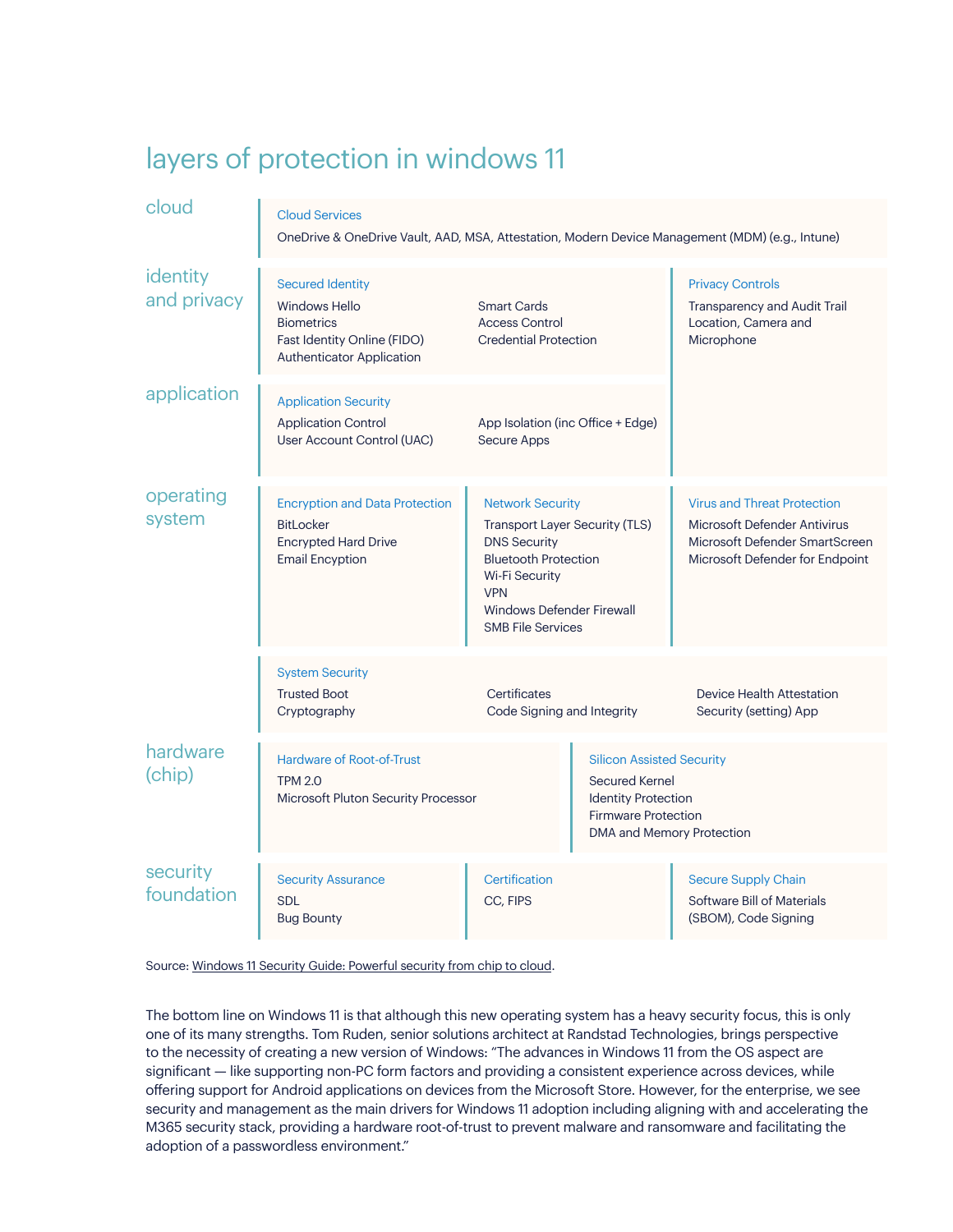## layers of protection in windows 11

### cloud

**Cloud Services**

OneDrive & OneDrive Vault, AAD, MSA, Attestation, Modern Device Management (MDM) (e.g., Intune)

### identity and privacy

**Secured Identity**

- Windows Hello
- Biometrics
- Fast Identity Online (FIDO) Authenticator Application
- Smart Cards
- Access Control
- Credential Protection

**Privacy Controls**

- Transparency and Audit Trail
- Location, Camera and Microphone

### application

**Application Security**

- Application Control
- User Account Control (UAC)
- App Isolation (inc Office + Edge)
- Secure Apps

### operating system

**Encryption and Data Protection**

- BitLocker
- Encrypted Hard Drive
- Email Encyption

**Network Security**

- Transport Layer Security (TLS)
- DNS Security
- Bluetooth Protection
- Wi-Fi Security
- VPN
- Windows Defender Firewall
- SMB File Services

**Virus and Threat Protection**

- Microsoft Defender Antivirus
- Microsoft Defender SmartScreen
- Microsoft Defender for Endpoint

**System Security**

- Trusted Boot
- Cryptography
- Certificates
- Code Signing and Integrity
- Device Health Attestation
- Security (setting) App

### hardware (chip)

**Hardware of Root-of-Trust**

- TPM 2.0
- Microsoft Pluton Security Processor

**Silicon Assisted Security**

- Secured Kernel
- Identity Protection
- Firmware Protection
- DMA and Memory Protection

### security foundation

**Security Assurance**

- SDL
- Bug Bounty

**Certification**

- CC, FIPS

**Secure Supply Chain**

- Software Bill of Materials (SBOM), Code Signing

Source: Windows 11 Security Guide: Powerful security from chip to cloud.

The bottom line on Windows 11 is that although this new operating system has a heavy security focus, this is only one of its many strengths. Tom Ruden, senior solutions architect at Randstad Technologies, brings perspective to the necessity of creating a new version of Windows: "The advances in Windows 11 from the OS aspect are significant — like supporting non-PC form factors and providing a consistent experience across devices, while offering support for Android applications on devices from the Microsoft Store. However, for the enterprise, we see security and management as the main drivers for Windows 11 adoption including aligning with and accelerating the M365 security stack, providing a hardware root-of-trust to prevent malware and ransomware and facilitating the adoption of a passwordless environment."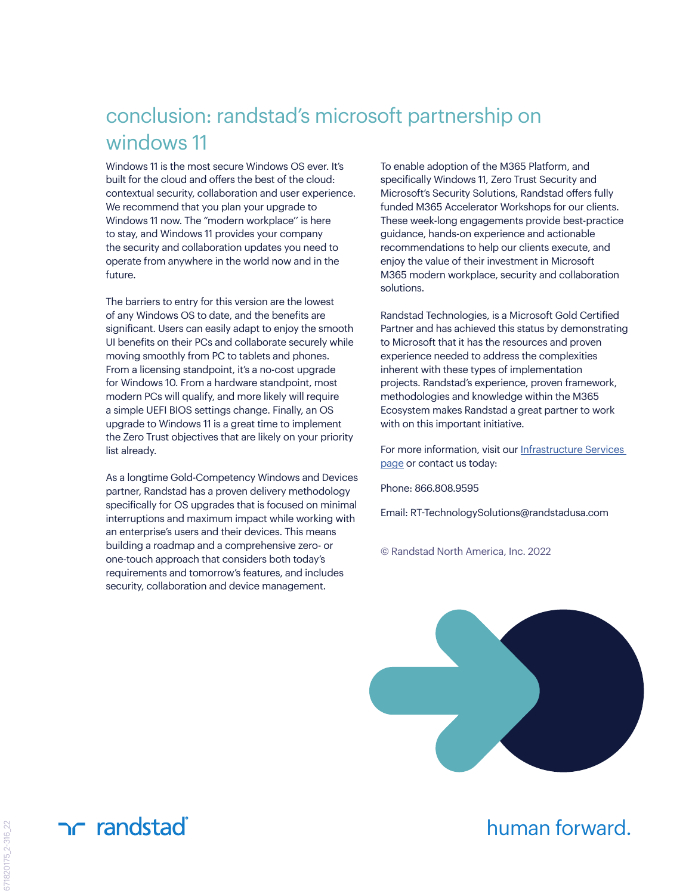# conclusion: randstad's microsoft partnership on windows 11

Windows 11 is the most secure Windows OS ever. It's built for the cloud and offers the best of the cloud: contextual security, collaboration and user experience. We recommend that you plan your upgrade to Windows 11 now. The "modern workplace" is here to stay, and Windows 11 provides your company the security and collaboration updates you need to operate from anywhere in the world now and in the future.

The barriers to entry for this version are the lowest of any Windows OS to date, and the benefits are significant. Users can easily adapt to enjoy the smooth UI benefits on their PCs and collaborate securely while moving smoothly from PC to tablets and phones. From a licensing standpoint, it's a no-cost upgrade for Windows 10. From a hardware standpoint, most modern PCs will qualify, and more likely will require a simple UEFI BIOS settings change. Finally, an OS upgrade to Windows 11 is a great time to implement the Zero Trust objectives that are likely on your priority list already.

As a longtime Gold-Competency Windows and Devices partner, Randstad has a proven delivery methodology specifically for OS upgrades that is focused on minimal interruptions and maximum impact while working with an enterprise's users and their devices. This means building a roadmap and a comprehensive zero- or one-touch approach that considers both today's requirements and tomorrow's features, and includes security, collaboration and device management.

To enable adoption of the M365 Platform, and specifically Windows 11, Zero Trust Security and Microsoft's Security Solutions, Randstad offers fully funded M365 Accelerator Workshops for our clients. These week-long engagements provide best-practice guidance, hands-on experience and actionable recommendations to help our clients execute, and enjoy the value of their investment in Microsoft M365 modern workplace, security and collaboration solutions.

Randstad Technologies, is a Microsoft Gold Certified Partner and has achieved this status by demonstrating to Microsoft that it has the resources and proven experience needed to address the complexities inherent with these types of implementation projects. Randstad's experience, proven framework, methodologies and knowledge within the M365 Ecosystem makes Randstad a great partner to work with on this important initiative.

For more information, visit our Infrastructure Services page or contact us today:

Phone: 866.808.9595

Email: RT-TechnologySolutions@randstadusa.com

© Randstad North America, Inc. 2022

randstad

human forward.